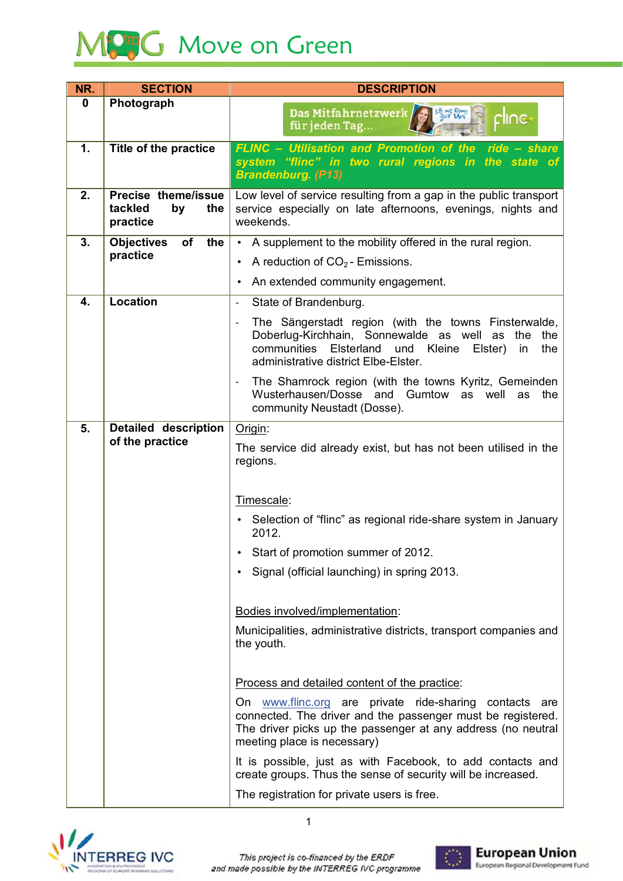# Move on Green

| NR. | SECTION | DESCRIPTION |
|---|---|---|
| 0 | Photograph | |
| 1. | Title of the practice | ***FLINC – Utilisation and Promotion of the ride – share system "flinc" in two rural regions in the state of Brandenburg. (P13)*** |
| 2. | Precise theme/issue tackled by the practice | Low level of service resulting from a gap in the public transport service especially on late afternoons, evenings, nights and weekends. |
| 3. | Objectives of the practice | • A supplement to the mobility offered in the rural region.<br>• A reduction of $CO_2$ - Emissions.<br>• An extended community engagement. |
| 4. | Location | - State of Brandenburg.<br>- The Sängerstadt region (with the towns Finsterwalde, Doberlug-Kirchhain, Sonnewalde as well as the the communities Elsterland und Kleine Elster) in the administrative district Elbe-Elster.<br>- The Shamrock region (with the towns Kyritz, Gemeinden Wusterhausen/Dosse and Gumtow as well as the community Neustadt (Dosse). |
| 5. | Detailed description of the practice | <u>Origin</u>:<br>The service did already exist, but has not been utilised in the regions.<br><br><u>Timescale</u>:<br>• Selection of "flinc" as regional ride-share system in January 2012.<br>• Start of promotion summer of 2012.<br>• Signal (official launching) in spring 2013.<br><br><u>Bodies involved/implementation</u>:<br>Municipalities, administrative districts, transport companies and the youth.<br><br><u>Process and detailed content of the practice</u>:<br>On www.flinc.org are private ride-sharing contacts are connected. The driver and the passenger must be registered. The driver picks up the passenger at any address (no neutral meeting place is necessary)<br>It is possible, just as with Facebook, to add contacts and create groups. Thus the sense of security will be increased.<br>The registration for private users is free. |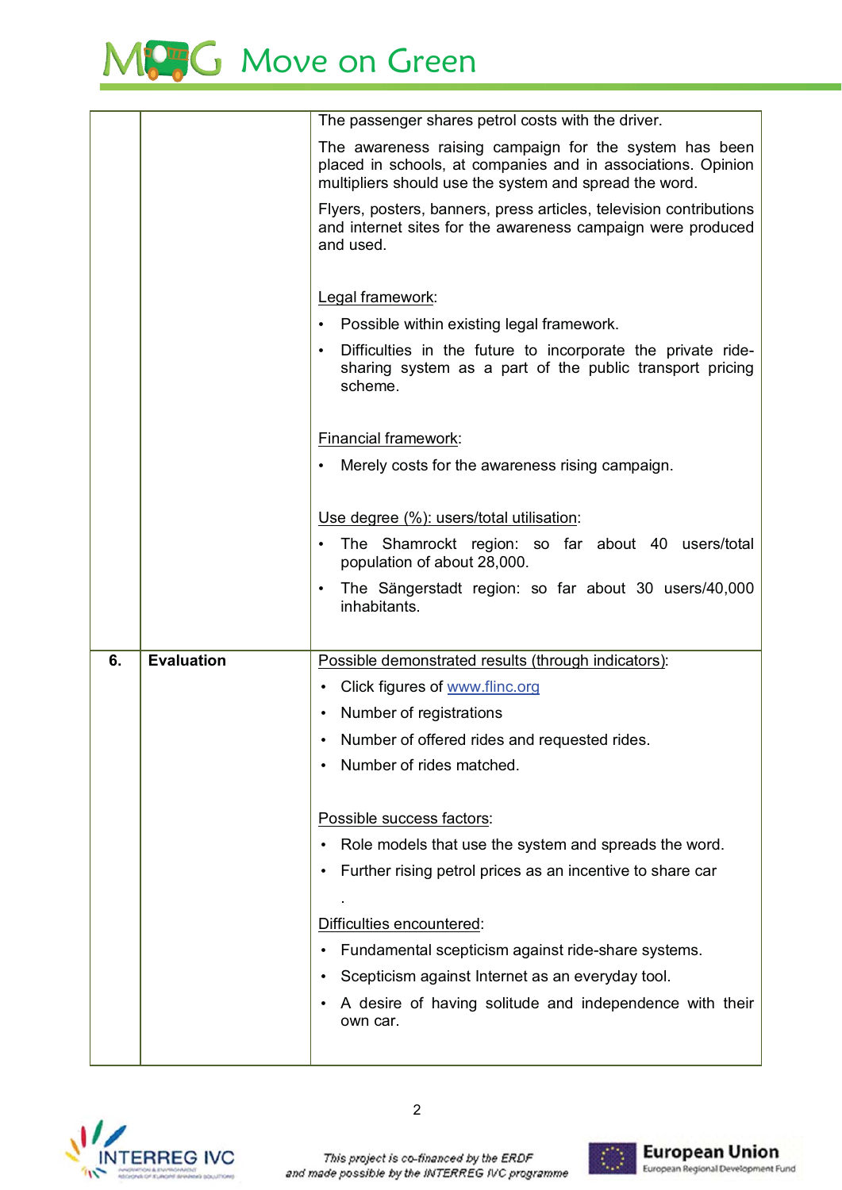| | | |
|---|---|---|
| | | The passenger shares petrol costs with the driver.<br><br>The awareness raising campaign for the system has been placed in schools, at companies and in associations. Opinion multipliers should use the system and spread the word.<br><br>Flyers, posters, banners, press articles, television contributions and internet sites for the awareness campaign were produced and used.<br><br><u>Legal framework</u>:<br>• Possible within existing legal framework.<br>• Difficulties in the future to incorporate the private ride-sharing system as a part of the public transport pricing scheme.<br><br><u>Financial framework</u>:<br>• Merely costs for the awareness rising campaign.<br><br><u>Use degree (%): users/total utilisation</u>:<br>• The Shamrockt region: so far about 40 users/total population of about 28,000.<br>• The Sängerstadt region: so far about 30 users/40,000 inhabitants. |
| **6.** | **Evaluation** | <u>Possible demonstrated results (through indicators)</u>:<br>• Click figures of www.flinc.org<br>• Number of registrations<br>• Number of offered rides and requested rides.<br>• Number of rides matched.<br><br><u>Possible success factors</u>:<br>• Role models that use the system and spreads the word.<br>• Further rising petrol prices as an incentive to share car<br>.<br><u>Difficulties encountered</u>:<br>• Fundamental scepticism against ride-share systems.<br>• Scepticism against Internet as an everyday tool.<br>• A desire of having solitude and independence with their own car. |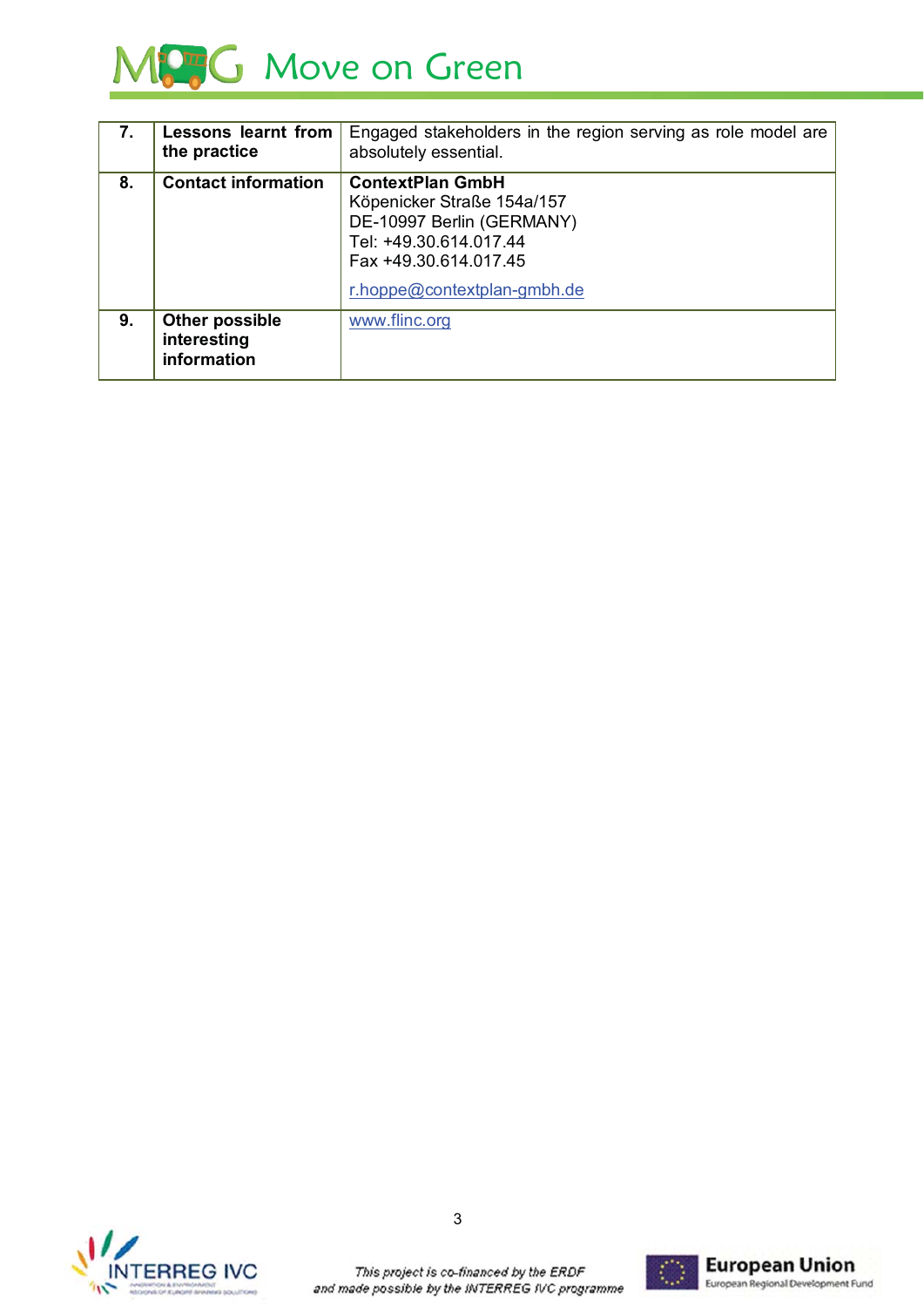| | | |
|---|---|---|
| **7.** | **Lessons learnt from the practice** | Engaged stakeholders in the region serving as role model are absolutely essential. |
| **8.** | **Contact information** | **ContextPlan GmbH**<br>Köpenicker Straße 154a/157<br>DE-10997 Berlin (GERMANY)<br>Tel: +49.30.614.017.44<br>Fax +49.30.614.017.45<br>r.hoppe@contextplan-gmbh.de |
| **9.** | **Other possible interesting information** | www.flinc.org |